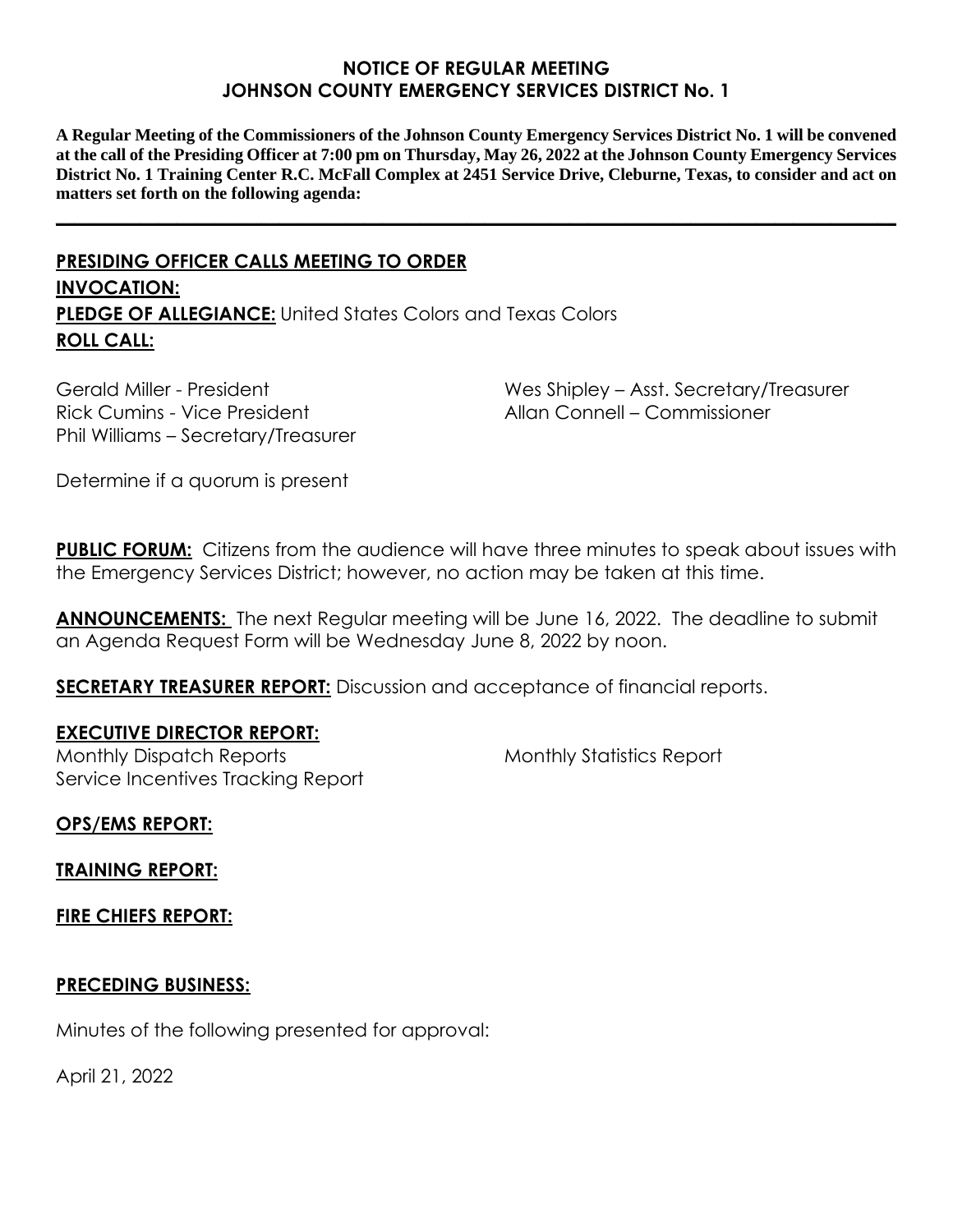# NOTICE OF REGULAR MEETING
# JOHNSON COUNTY EMERGENCY SERVICES DISTRICT No. 1

**A Regular Meeting of the Commissioners of the Johnson County Emergency Services District No. 1 will be convened at the call of the Presiding Officer at 7:00 pm on Thursday, May 26, 2022 at the Johnson County Emergency Services District No. 1 Training Center R.C. McFall Complex at 2451 Service Drive, Cleburne, Texas, to consider and act on matters set forth on the following agenda:**

---

**PRESIDING OFFICER CALLS MEETING TO ORDER**

**INVOCATION:**

**PLEDGE OF ALLEGIANCE:** United States Colors and Texas Colors

**ROLL CALL:**

Gerald Miller - President
Rick Cumins - Vice President
Phil Williams – Secretary/Treasurer
Wes Shipley – Asst. Secretary/Treasurer
Allan Connell – Commissioner

Determine if a quorum is present

**PUBLIC FORUM:** Citizens from the audience will have three minutes to speak about issues with the Emergency Services District; however, no action may be taken at this time.

**ANNOUNCEMENTS:** The next Regular meeting will be June 16, 2022. The deadline to submit an Agenda Request Form will be Wednesday June 8, 2022 by noon.

**SECRETARY TREASURER REPORT:** Discussion and acceptance of financial reports.

**EXECUTIVE DIRECTOR REPORT:**

Monthly Dispatch Reports
Service Incentives Tracking Report
Monthly Statistics Report

**OPS/EMS REPORT:**

**TRAINING REPORT:**

**FIRE CHIEFS REPORT:**

**PRECEDING BUSINESS:**

Minutes of the following presented for approval:

April 21, 2022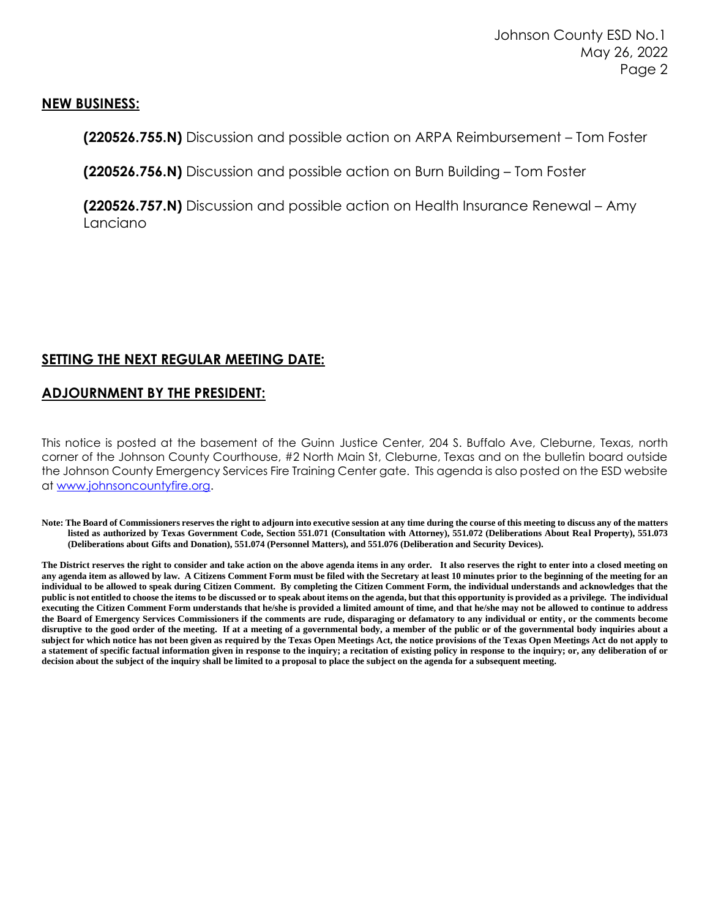## NEW BUSINESS:

**(220526.755.N)** Discussion and possible action on ARPA Reimbursement – Tom Foster

**(220526.756.N)** Discussion and possible action on Burn Building – Tom Foster

**(220526.757.N)** Discussion and possible action on Health Insurance Renewal – Amy Lanciano

## SETTING THE NEXT REGULAR MEETING DATE:

## ADJOURNMENT BY THE PRESIDENT:

This notice is posted at the basement of the Guinn Justice Center, 204 S. Buffalo Ave, Cleburne, Texas, north corner of the Johnson County Courthouse, #2 North Main St, Cleburne, Texas and on the bulletin board outside the Johnson County Emergency Services Fire Training Center gate. This agenda is also posted on the ESD website at www.johnsoncountyfire.org.

**Note: The Board of Commissioners reserves the right to adjourn into executive session at any time during the course of this meeting to discuss any of the matters listed as authorized by Texas Government Code, Section 551.071 (Consultation with Attorney), 551.072 (Deliberations About Real Property), 551.073 (Deliberations about Gifts and Donation), 551.074 (Personnel Matters), and 551.076 (Deliberation and Security Devices).**

**The District reserves the right to consider and take action on the above agenda items in any order. It also reserves the right to enter into a closed meeting on any agenda item as allowed by law. A Citizens Comment Form must be filed with the Secretary at least 10 minutes prior to the beginning of the meeting for an individual to be allowed to speak during Citizen Comment. By completing the Citizen Comment Form, the individual understands and acknowledges that the public is not entitled to choose the items to be discussed or to speak about items on the agenda, but that this opportunity is provided as a privilege. The individual executing the Citizen Comment Form understands that he/she is provided a limited amount of time, and that he/she may not be allowed to continue to address the Board of Emergency Services Commissioners if the comments are rude, disparaging or defamatory to any individual or entity, or the comments become disruptive to the good order of the meeting. If at a meeting of a governmental body, a member of the public or of the governmental body inquiries about a subject for which notice has not been given as required by the Texas Open Meetings Act, the notice provisions of the Texas Open Meetings Act do not apply to a statement of specific factual information given in response to the inquiry; a recitation of existing policy in response to the inquiry; or, any deliberation of or decision about the subject of the inquiry shall be limited to a proposal to place the subject on the agenda for a subsequent meeting.**